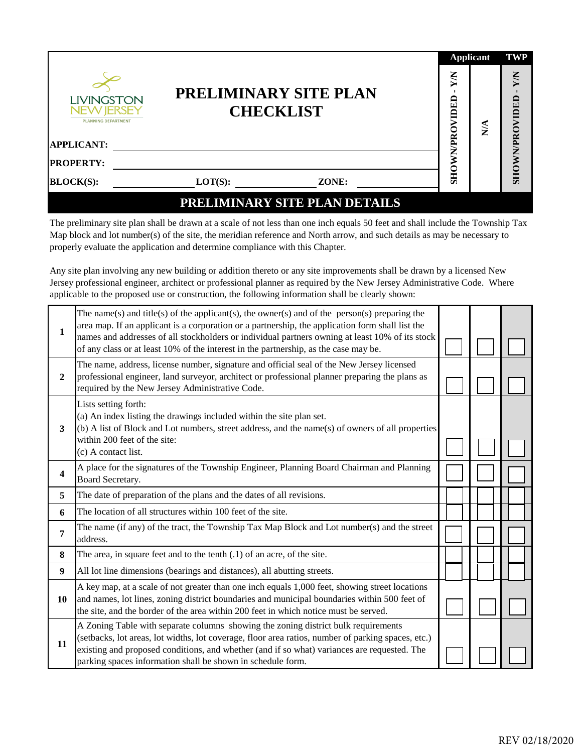LIVINGSTON NEW JERSEY
PLANNING DEPARTMENT

# PRELIMINARY SITE PLAN CHECKLIST

**APPLICANT:** ______________________________

**PROPERTY:** ______________________________

**BLOCK(S):** ____________ **LOT(S):** ____________ **ZONE:** ____________

## PRELIMINARY SITE PLAN DETAILS

The preliminary site plan shall be drawn at a scale of not less than one inch equals 50 feet and shall include the Township Tax Map block and lot number(s) of the site, the meridian reference and North arrow, and such details as may be necessary to properly evaluate the application and determine compliance with this Chapter.

Any site plan involving any new building or addition thereto or any site improvements shall be drawn by a licensed New Jersey professional engineer, architect or professional planner as required by the New Jersey Administrative Code. Where applicable to the proposed use or construction, the following information shall be clearly shown:

| | | Applicant | | TWP |
|---|---|---|---|---|
| | | SHOWN/PROVIDED - Y/N | N/A | SHOWN/PROVIDED - Y/N |
| 1 | The name(s) and title(s) of the applicant(s), the owner(s) and of the person(s) preparing the area map. If an applicant is a corporation or a partnership, the application form shall list the names and addresses of all stockholders or individual partners owning at least 10% of its stock of any class or at least 10% of the interest in the partnership, as the case may be. | ☐ | ☐ | ☐ |
| 2 | The name, address, license number, signature and official seal of the New Jersey licensed professional engineer, land surveyor, architect or professional planner preparing the plans as required by the New Jersey Administrative Code. | ☐ | ☐ | ☐ |
| 3 | Lists setting forth:<br>(a) An index listing the drawings included within the site plan set.<br>(b) A list of Block and Lot numbers, street address, and the name(s) of owners of all properties within 200 feet of the site:<br>(c) A contact list. | ☐ | ☐ | ☐ |
| 4 | A place for the signatures of the Township Engineer, Planning Board Chairman and Planning Board Secretary. | ☐ | ☐ | ☐ |
| 5 | The date of preparation of the plans and the dates of all revisions. | ☐ | ☐ | ☐ |
| 6 | The location of all structures within 100 feet of the site. | ☐ | ☐ | ☐ |
| 7 | The name (if any) of the tract, the Township Tax Map Block and Lot number(s) and the street address. | ☐ | ☐ | ☐ |
| 8 | The area, in square feet and to the tenth (.1) of an acre, of the site. | ☐ | ☐ | ☐ |
| 9 | All lot line dimensions (bearings and distances), all abutting streets. | ☐ | ☐ | ☐ |
| 10 | A key map, at a scale of not greater than one inch equals 1,000 feet, showing street locations and names, lot lines, zoning district boundaries and municipal boundaries within 500 feet of the site, and the border of the area within 200 feet in which notice must be served. | ☐ | ☐ | ☐ |
| 11 | A Zoning Table with separate columns showing the zoning district bulk requirements (setbacks, lot areas, lot widths, lot coverage, floor area ratios, number of parking spaces, etc.) existing and proposed conditions, and whether (and if so what) variances are requested. The parking spaces information shall be shown in schedule form. | ☐ | ☐ | ☐ |

REV 02/18/2020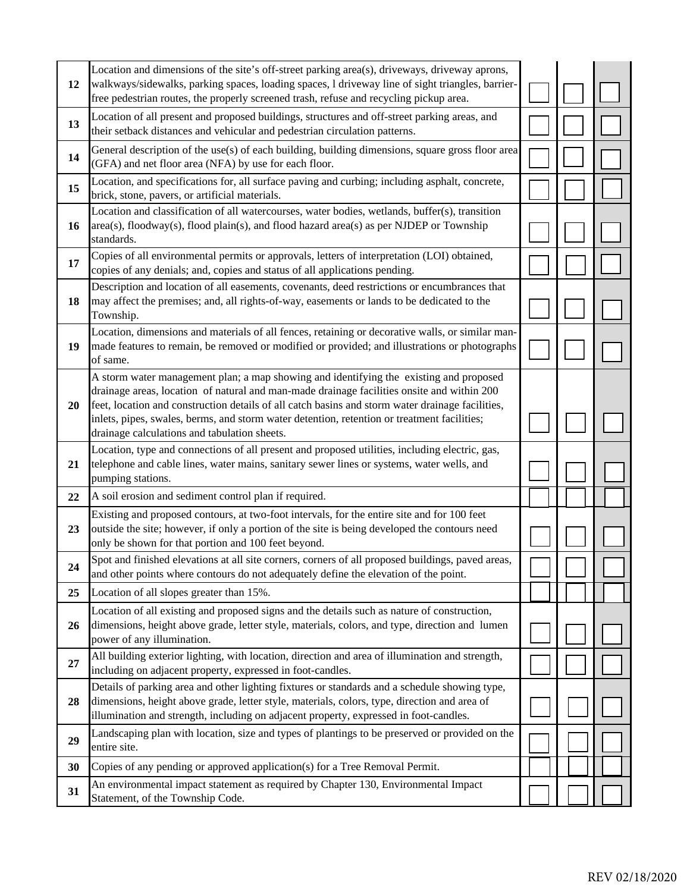| | | | | |
|---|---|---|---|---|
| 12 | Location and dimensions of the site's off-street parking area(s), driveways, driveway aprons, walkways/sidewalks, parking spaces, loading spaces, l driveway line of sight triangles, barrier-free pedestrian routes, the properly screened trash, refuse and recycling pickup area. | ☐ | ☐ | ☐ |
| 13 | Location of all present and proposed buildings, structures and off-street parking areas, and their setback distances and vehicular and pedestrian circulation patterns. | ☐ | ☐ | ☐ |
| 14 | General description of the use(s) of each building, building dimensions, square gross floor area (GFA) and net floor area (NFA) by use for each floor. | ☐ | ☐ | ☐ |
| 15 | Location, and specifications for, all surface paving and curbing; including asphalt, concrete, brick, stone, pavers, or artificial materials. | ☐ | ☐ | ☐ |
| 16 | Location and classification of all watercourses, water bodies, wetlands, buffer(s), transition area(s), floodway(s), flood plain(s), and flood hazard area(s) as per NJDEP or Township standards. | ☐ | ☐ | ☐ |
| 17 | Copies of all environmental permits or approvals, letters of interpretation (LOI) obtained, copies of any denials; and, copies and status of all applications pending. | ☐ | ☐ | ☐ |
| 18 | Description and location of all easements, covenants, deed restrictions or encumbrances that may affect the premises; and, all rights-of-way, easements or lands to be dedicated to the Township. | ☐ | ☐ | ☐ |
| 19 | Location, dimensions and materials of all fences, retaining or decorative walls, or similar man-made features to remain, be removed or modified or provided; and illustrations or photographs of same. | ☐ | ☐ | ☐ |
| 20 | A storm water management plan; a map showing and identifying the existing and proposed drainage areas, location of natural and man-made drainage facilities onsite and within 200 feet, location and construction details of all catch basins and storm water drainage facilities, inlets, pipes, swales, berms, and storm water detention, retention or treatment facilities; drainage calculations and tabulation sheets. | ☐ | ☐ | ☐ |
| 21 | Location, type and connections of all present and proposed utilities, including electric, gas, telephone and cable lines, water mains, sanitary sewer lines or systems, water wells, and pumping stations. | ☐ | ☐ | ☐ |
| 22 | A soil erosion and sediment control plan if required. | ☐ | ☐ | ☐ |
| 23 | Existing and proposed contours, at two-foot intervals, for the entire site and for 100 feet outside the site; however, if only a portion of the site is being developed the contours need only be shown for that portion and 100 feet beyond. | ☐ | ☐ | ☐ |
| 24 | Spot and finished elevations at all site corners, corners of all proposed buildings, paved areas, and other points where contours do not adequately define the elevation of the point. | ☐ | ☐ | ☐ |
| 25 | Location of all slopes greater than 15%. | ☐ | ☐ | ☐ |
| 26 | Location of all existing and proposed signs and the details such as nature of construction, dimensions, height above grade, letter style, materials, colors, and type, direction and lumen power of any illumination. | ☐ | ☐ | ☐ |
| 27 | All building exterior lighting, with location, direction and area of illumination and strength, including on adjacent property, expressed in foot-candles. | ☐ | ☐ | ☐ |
| 28 | Details of parking area and other lighting fixtures or standards and a schedule showing type, dimensions, height above grade, letter style, materials, colors, type, direction and area of illumination and strength, including on adjacent property, expressed in foot-candles. | ☐ | ☐ | ☐ |
| 29 | Landscaping plan with location, size and types of plantings to be preserved or provided on the entire site. | ☐ | ☐ | ☐ |
| 30 | Copies of any pending or approved application(s) for a Tree Removal Permit. | ☐ | ☐ | ☐ |
| 31 | An environmental impact statement as required by Chapter 130, Environmental Impact Statement, of the Township Code. | ☐ | ☐ | ☐ |

REV 02/18/2020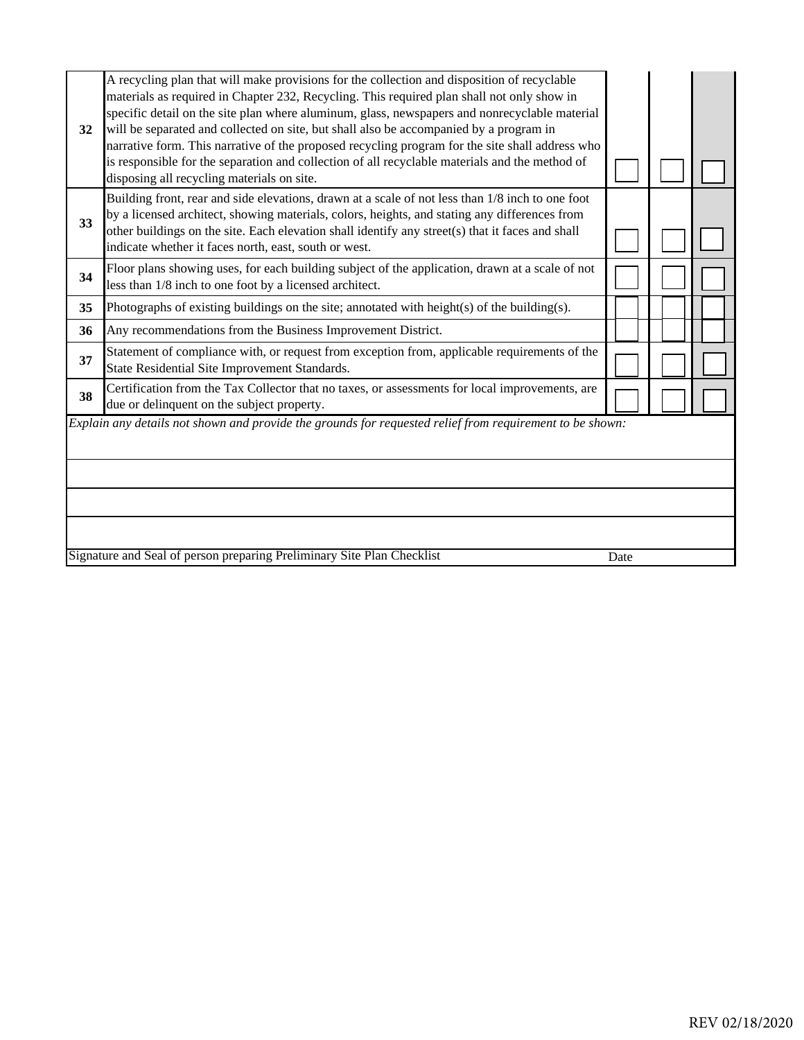| | | | | |
|---|---|---|---|---|
| **32** | A recycling plan that will make provisions for the collection and disposition of recyclable materials as required in Chapter 232, Recycling. This required plan shall not only show in specific detail on the site plan where aluminum, glass, newspapers and nonrecyclable material will be separated and collected on site, but shall also be accompanied by a program in narrative form. This narrative of the proposed recycling program for the site shall address who is responsible for the separation and collection of all recyclable materials and the method of disposing all recycling materials on site. | ☐ | ☐ | ☐ |
| **33** | Building front, rear and side elevations, drawn at a scale of not less than 1/8 inch to one foot by a licensed architect, showing materials, colors, heights, and stating any differences from other buildings on the site. Each elevation shall identify any street(s) that it faces and shall indicate whether it faces north, east, south or west. | ☐ | ☐ | ☐ |
| **34** | Floor plans showing uses, for each building subject of the application, drawn at a scale of not less than 1/8 inch to one foot by a licensed architect. | ☐ | ☐ | ☐ |
| **35** | Photographs of existing buildings on the site; annotated with height(s) of the building(s). | ☐ | ☐ | ☐ |
| **36** | Any recommendations from the Business Improvement District. | ☐ | ☐ | ☐ |
| **37** | Statement of compliance with, or request from exception from, applicable requirements of the State Residential Site Improvement Standards. | ☐ | ☐ | ☐ |
| **38** | Certification from the Tax Collector that no taxes, or assessments for local improvements, are due or delinquent on the subject property. | ☐ | ☐ | ☐ |

*Explain any details not shown and provide the grounds for requested relief from requirement to be shown:*

Signature and Seal of person preparing Preliminary Site Plan Checklist — Date

REV 02/18/2020